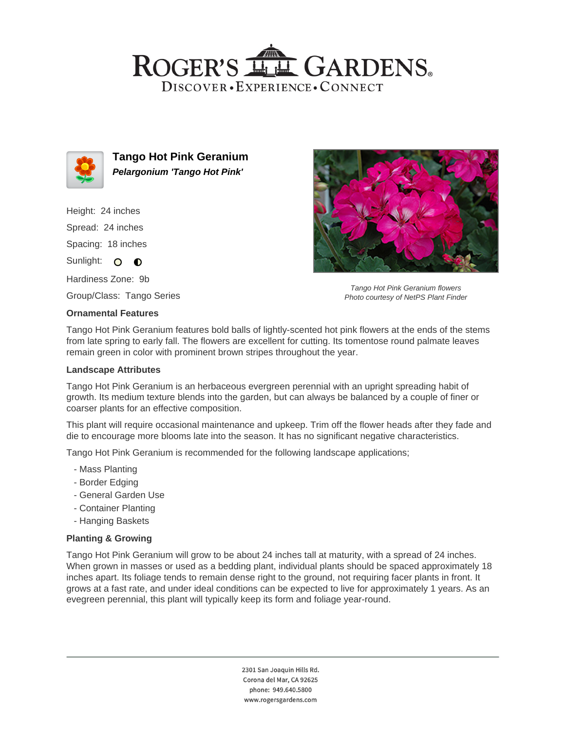# Tango Hot Pink Geranium

***Pelargonium 'Tango Hot Pink'***

Height: 24 inches

Spread: 24 inches

Spacing: 18 inches

Sunlight:

Hardiness Zone: 9b

Group/Class: Tango Series

*Tango Hot Pink Geranium flowers*
*Photo courtesy of NetPS Plant Finder*

### Ornamental Features

Tango Hot Pink Geranium features bold balls of lightly-scented hot pink flowers at the ends of the stems from late spring to early fall. The flowers are excellent for cutting. Its tomentose round palmate leaves remain green in color with prominent brown stripes throughout the year.

### Landscape Attributes

Tango Hot Pink Geranium is an herbaceous evergreen perennial with an upright spreading habit of growth. Its medium texture blends into the garden, but can always be balanced by a couple of finer or coarser plants for an effective composition.

This plant will require occasional maintenance and upkeep. Trim off the flower heads after they fade and die to encourage more blooms late into the season. It has no significant negative characteristics.

Tango Hot Pink Geranium is recommended for the following landscape applications;

- Mass Planting
- Border Edging
- General Garden Use
- Container Planting
- Hanging Baskets

### Planting & Growing

Tango Hot Pink Geranium will grow to be about 24 inches tall at maturity, with a spread of 24 inches. When grown in masses or used as a bedding plant, individual plants should be spaced approximately 18 inches apart. Its foliage tends to remain dense right to the ground, not requiring facer plants in front. It grows at a fast rate, and under ideal conditions can be expected to live for approximately 1 years. As an evegreen perennial, this plant will typically keep its form and foliage year-round.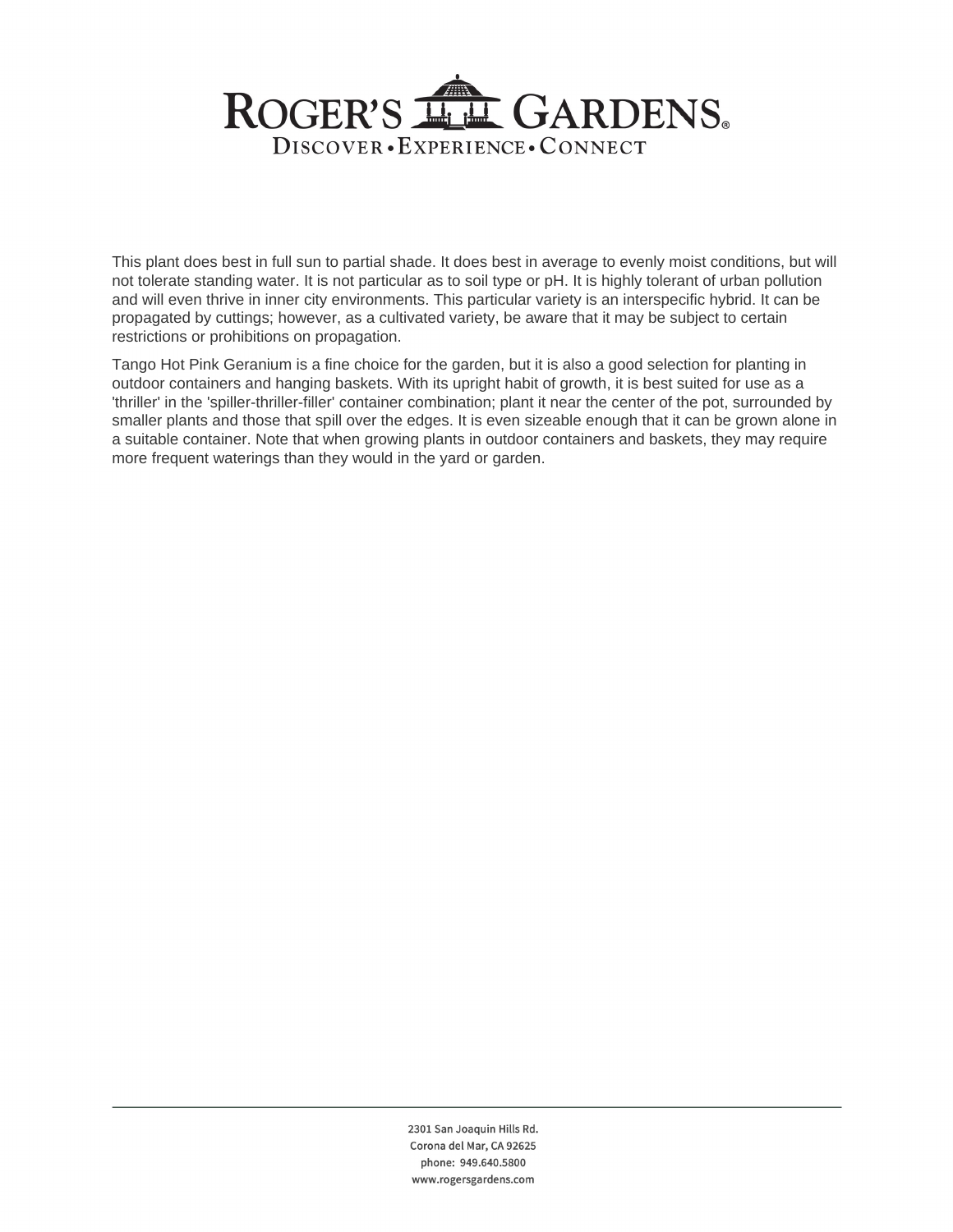This plant does best in full sun to partial shade. It does best in average to evenly moist conditions, but will not tolerate standing water. It is not particular as to soil type or pH. It is highly tolerant of urban pollution and will even thrive in inner city environments. This particular variety is an interspecific hybrid. It can be propagated by cuttings; however, as a cultivated variety, be aware that it may be subject to certain restrictions or prohibitions on propagation.

Tango Hot Pink Geranium is a fine choice for the garden, but it is also a good selection for planting in outdoor containers and hanging baskets. With its upright habit of growth, it is best suited for use as a 'thriller' in the 'spiller-thriller-filler' container combination; plant it near the center of the pot, surrounded by smaller plants and those that spill over the edges. It is even sizeable enough that it can be grown alone in a suitable container. Note that when growing plants in outdoor containers and baskets, they may require more frequent waterings than they would in the yard or garden.